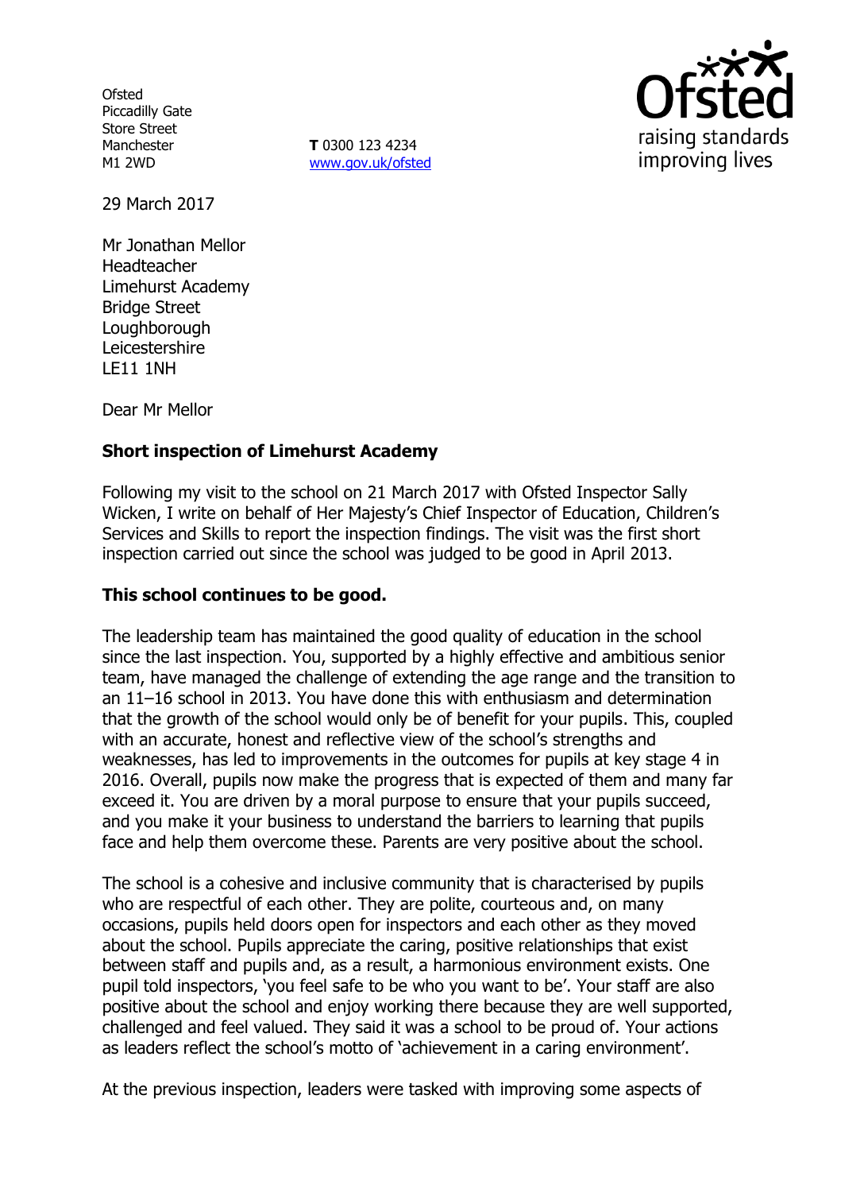Ofsted
Piccadilly Gate
Store Street
Manchester
M1 2WD

**T** 0300 123 4234
www.gov.uk/ofsted

29 March 2017

Mr Jonathan Mellor
Headteacher
Limehurst Academy
Bridge Street
Loughborough
Leicestershire
LE11 1NH

Dear Mr Mellor

**Short inspection of Limehurst Academy**

Following my visit to the school on 21 March 2017 with Ofsted Inspector Sally Wicken, I write on behalf of Her Majesty's Chief Inspector of Education, Children's Services and Skills to report the inspection findings. The visit was the first short inspection carried out since the school was judged to be good in April 2013.

**This school continues to be good.**

The leadership team has maintained the good quality of education in the school since the last inspection. You, supported by a highly effective and ambitious senior team, have managed the challenge of extending the age range and the transition to an 11–16 school in 2013. You have done this with enthusiasm and determination that the growth of the school would only be of benefit for your pupils. This, coupled with an accurate, honest and reflective view of the school's strengths and weaknesses, has led to improvements in the outcomes for pupils at key stage 4 in 2016. Overall, pupils now make the progress that is expected of them and many far exceed it. You are driven by a moral purpose to ensure that your pupils succeed, and you make it your business to understand the barriers to learning that pupils face and help them overcome these. Parents are very positive about the school.

The school is a cohesive and inclusive community that is characterised by pupils who are respectful of each other. They are polite, courteous and, on many occasions, pupils held doors open for inspectors and each other as they moved about the school. Pupils appreciate the caring, positive relationships that exist between staff and pupils and, as a result, a harmonious environment exists. One pupil told inspectors, 'you feel safe to be who you want to be'. Your staff are also positive about the school and enjoy working there because they are well supported, challenged and feel valued. They said it was a school to be proud of. Your actions as leaders reflect the school's motto of 'achievement in a caring environment'.

At the previous inspection, leaders were tasked with improving some aspects of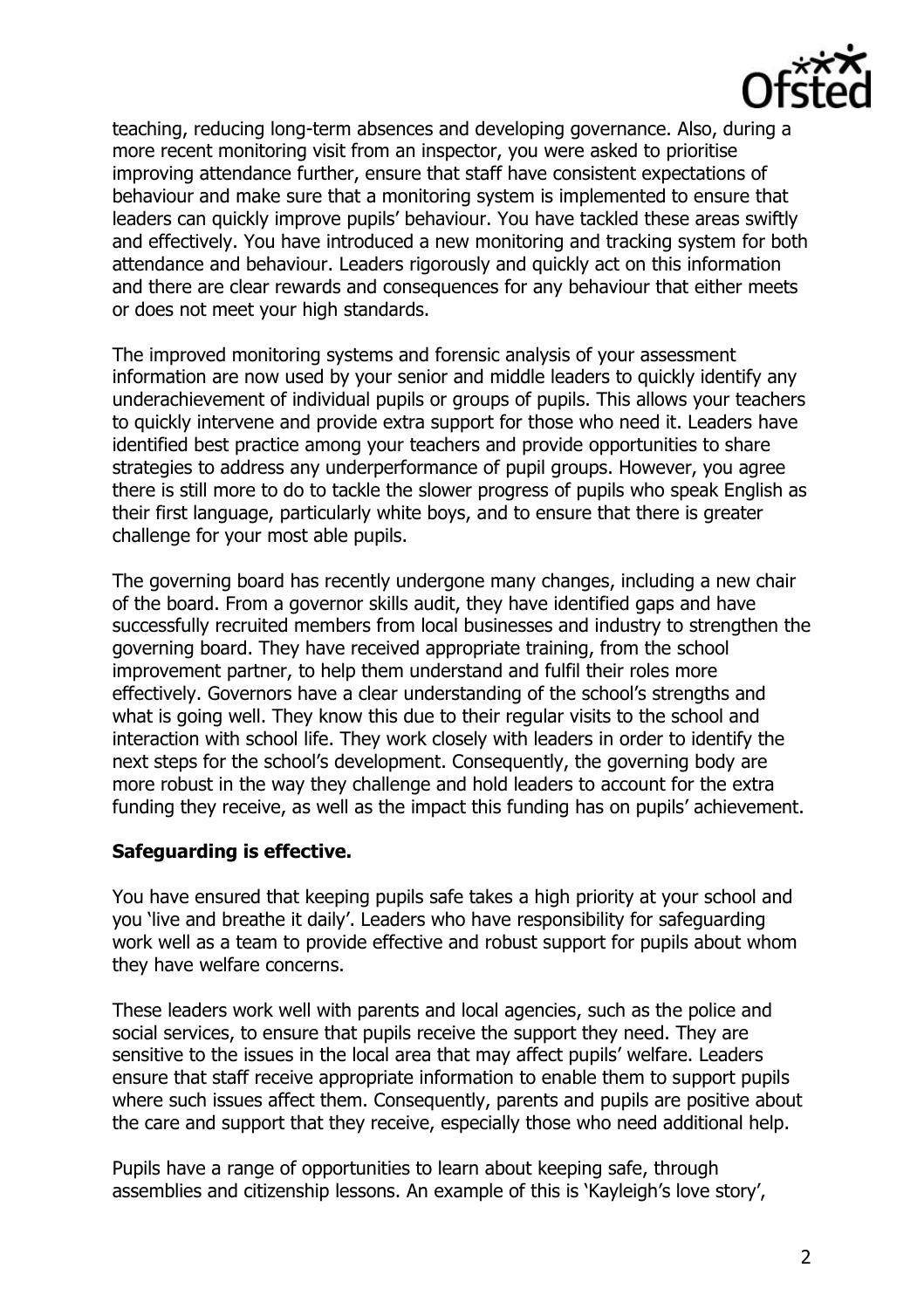teaching, reducing long-term absences and developing governance. Also, during a more recent monitoring visit from an inspector, you were asked to prioritise improving attendance further, ensure that staff have consistent expectations of behaviour and make sure that a monitoring system is implemented to ensure that leaders can quickly improve pupils' behaviour. You have tackled these areas swiftly and effectively. You have introduced a new monitoring and tracking system for both attendance and behaviour. Leaders rigorously and quickly act on this information and there are clear rewards and consequences for any behaviour that either meets or does not meet your high standards.

The improved monitoring systems and forensic analysis of your assessment information are now used by your senior and middle leaders to quickly identify any underachievement of individual pupils or groups of pupils. This allows your teachers to quickly intervene and provide extra support for those who need it. Leaders have identified best practice among your teachers and provide opportunities to share strategies to address any underperformance of pupil groups. However, you agree there is still more to do to tackle the slower progress of pupils who speak English as their first language, particularly white boys, and to ensure that there is greater challenge for your most able pupils.

The governing board has recently undergone many changes, including a new chair of the board. From a governor skills audit, they have identified gaps and have successfully recruited members from local businesses and industry to strengthen the governing board. They have received appropriate training, from the school improvement partner, to help them understand and fulfil their roles more effectively. Governors have a clear understanding of the school's strengths and what is going well. They know this due to their regular visits to the school and interaction with school life. They work closely with leaders in order to identify the next steps for the school's development. Consequently, the governing body are more robust in the way they challenge and hold leaders to account for the extra funding they receive, as well as the impact this funding has on pupils' achievement.

**Safeguarding is effective.**

You have ensured that keeping pupils safe takes a high priority at your school and you 'live and breathe it daily'. Leaders who have responsibility for safeguarding work well as a team to provide effective and robust support for pupils about whom they have welfare concerns.

These leaders work well with parents and local agencies, such as the police and social services, to ensure that pupils receive the support they need. They are sensitive to the issues in the local area that may affect pupils' welfare. Leaders ensure that staff receive appropriate information to enable them to support pupils where such issues affect them. Consequently, parents and pupils are positive about the care and support that they receive, especially those who need additional help.

Pupils have a range of opportunities to learn about keeping safe, through assemblies and citizenship lessons. An example of this is 'Kayleigh's love story',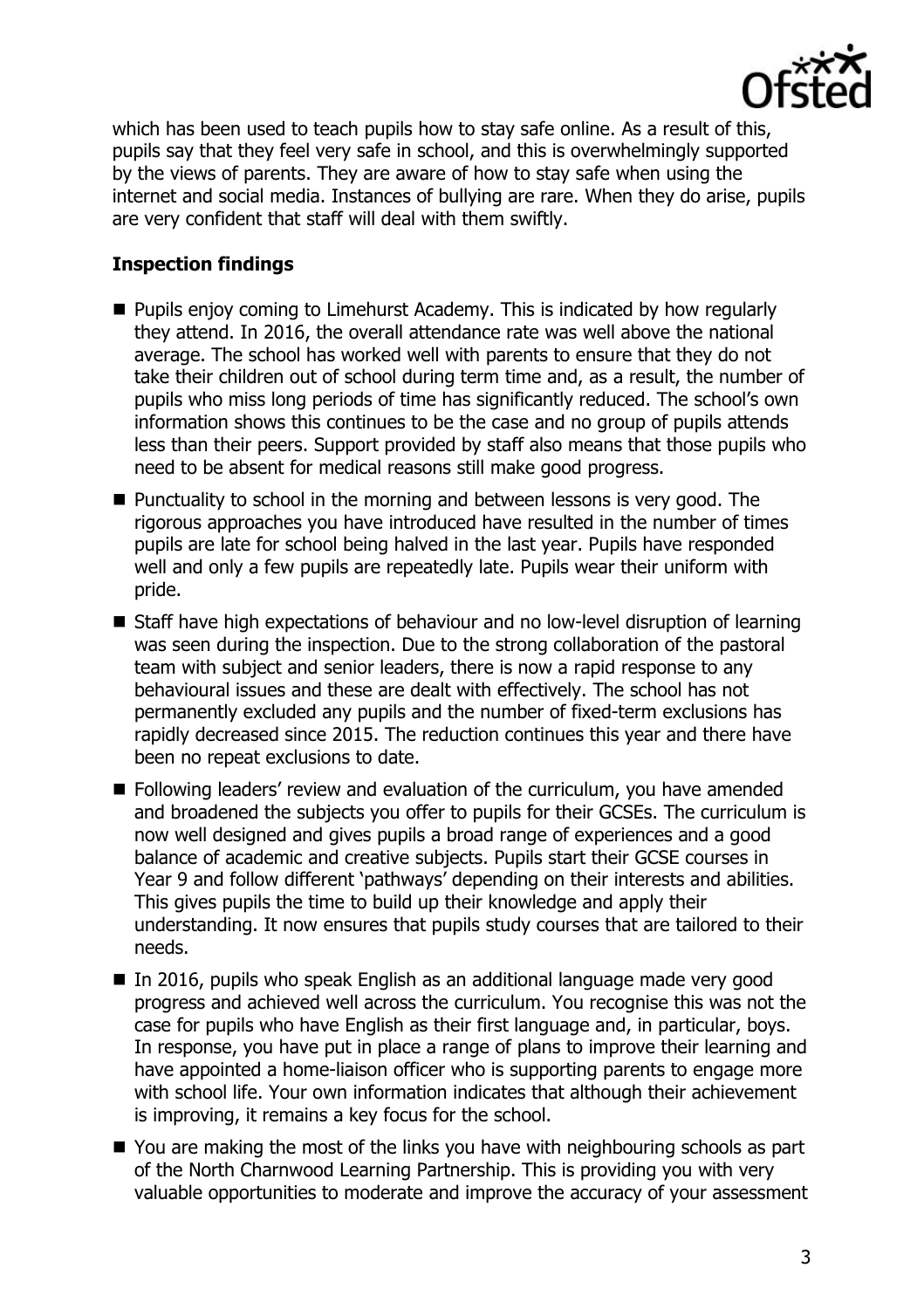which has been used to teach pupils how to stay safe online. As a result of this, pupils say that they feel very safe in school, and this is overwhelmingly supported by the views of parents. They are aware of how to stay safe when using the internet and social media. Instances of bullying are rare. When they do arise, pupils are very confident that staff will deal with them swiftly.

**Inspection findings**

- Pupils enjoy coming to Limehurst Academy. This is indicated by how regularly they attend. In 2016, the overall attendance rate was well above the national average. The school has worked well with parents to ensure that they do not take their children out of school during term time and, as a result, the number of pupils who miss long periods of time has significantly reduced. The school's own information shows this continues to be the case and no group of pupils attends less than their peers. Support provided by staff also means that those pupils who need to be absent for medical reasons still make good progress.
- Punctuality to school in the morning and between lessons is very good. The rigorous approaches you have introduced have resulted in the number of times pupils are late for school being halved in the last year. Pupils have responded well and only a few pupils are repeatedly late. Pupils wear their uniform with pride.
- Staff have high expectations of behaviour and no low-level disruption of learning was seen during the inspection. Due to the strong collaboration of the pastoral team with subject and senior leaders, there is now a rapid response to any behavioural issues and these are dealt with effectively. The school has not permanently excluded any pupils and the number of fixed-term exclusions has rapidly decreased since 2015. The reduction continues this year and there have been no repeat exclusions to date.
- Following leaders' review and evaluation of the curriculum, you have amended and broadened the subjects you offer to pupils for their GCSEs. The curriculum is now well designed and gives pupils a broad range of experiences and a good balance of academic and creative subjects. Pupils start their GCSE courses in Year 9 and follow different 'pathways' depending on their interests and abilities. This gives pupils the time to build up their knowledge and apply their understanding. It now ensures that pupils study courses that are tailored to their needs.
- In 2016, pupils who speak English as an additional language made very good progress and achieved well across the curriculum. You recognise this was not the case for pupils who have English as their first language and, in particular, boys. In response, you have put in place a range of plans to improve their learning and have appointed a home-liaison officer who is supporting parents to engage more with school life. Your own information indicates that although their achievement is improving, it remains a key focus for the school.
- You are making the most of the links you have with neighbouring schools as part of the North Charnwood Learning Partnership. This is providing you with very valuable opportunities to moderate and improve the accuracy of your assessment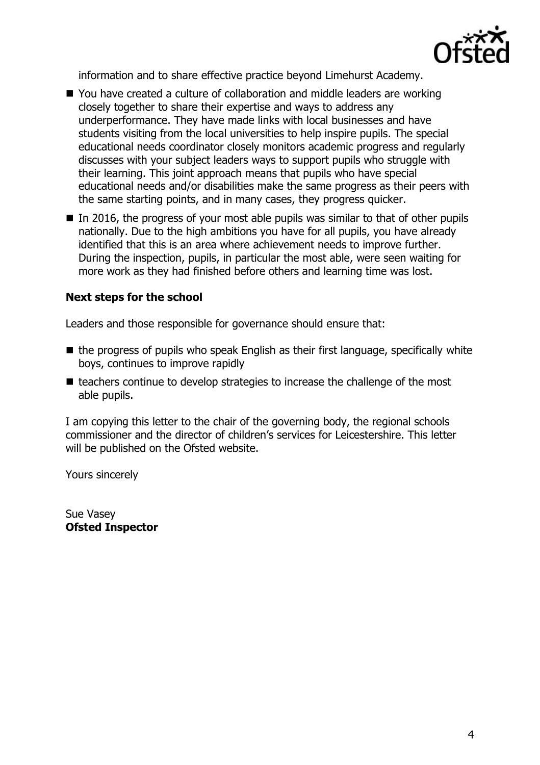information and to share effective practice beyond Limehurst Academy.

- You have created a culture of collaboration and middle leaders are working closely together to share their expertise and ways to address any underperformance. They have made links with local businesses and have students visiting from the local universities to help inspire pupils. The special educational needs coordinator closely monitors academic progress and regularly discusses with your subject leaders ways to support pupils who struggle with their learning. This joint approach means that pupils who have special educational needs and/or disabilities make the same progress as their peers with the same starting points, and in many cases, they progress quicker.
- In 2016, the progress of your most able pupils was similar to that of other pupils nationally. Due to the high ambitions you have for all pupils, you have already identified that this is an area where achievement needs to improve further. During the inspection, pupils, in particular the most able, were seen waiting for more work as they had finished before others and learning time was lost.

**Next steps for the school**

Leaders and those responsible for governance should ensure that:

- the progress of pupils who speak English as their first language, specifically white boys, continues to improve rapidly
- teachers continue to develop strategies to increase the challenge of the most able pupils.

I am copying this letter to the chair of the governing body, the regional schools commissioner and the director of children's services for Leicestershire. This letter will be published on the Ofsted website.

Yours sincerely

Sue Vasey
**Ofsted Inspector**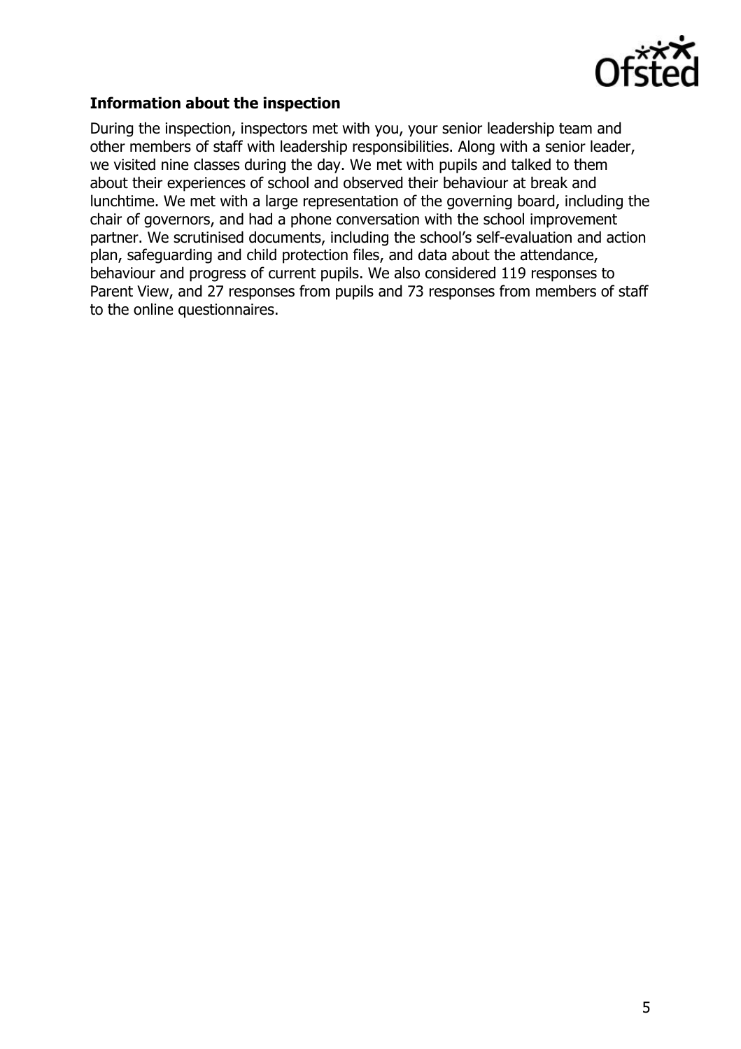## Information about the inspection

During the inspection, inspectors met with you, your senior leadership team and other members of staff with leadership responsibilities. Along with a senior leader, we visited nine classes during the day. We met with pupils and talked to them about their experiences of school and observed their behaviour at break and lunchtime. We met with a large representation of the governing board, including the chair of governors, and had a phone conversation with the school improvement partner. We scrutinised documents, including the school's self-evaluation and action plan, safeguarding and child protection files, and data about the attendance, behaviour and progress of current pupils. We also considered 119 responses to Parent View, and 27 responses from pupils and 73 responses from members of staff to the online questionnaires.